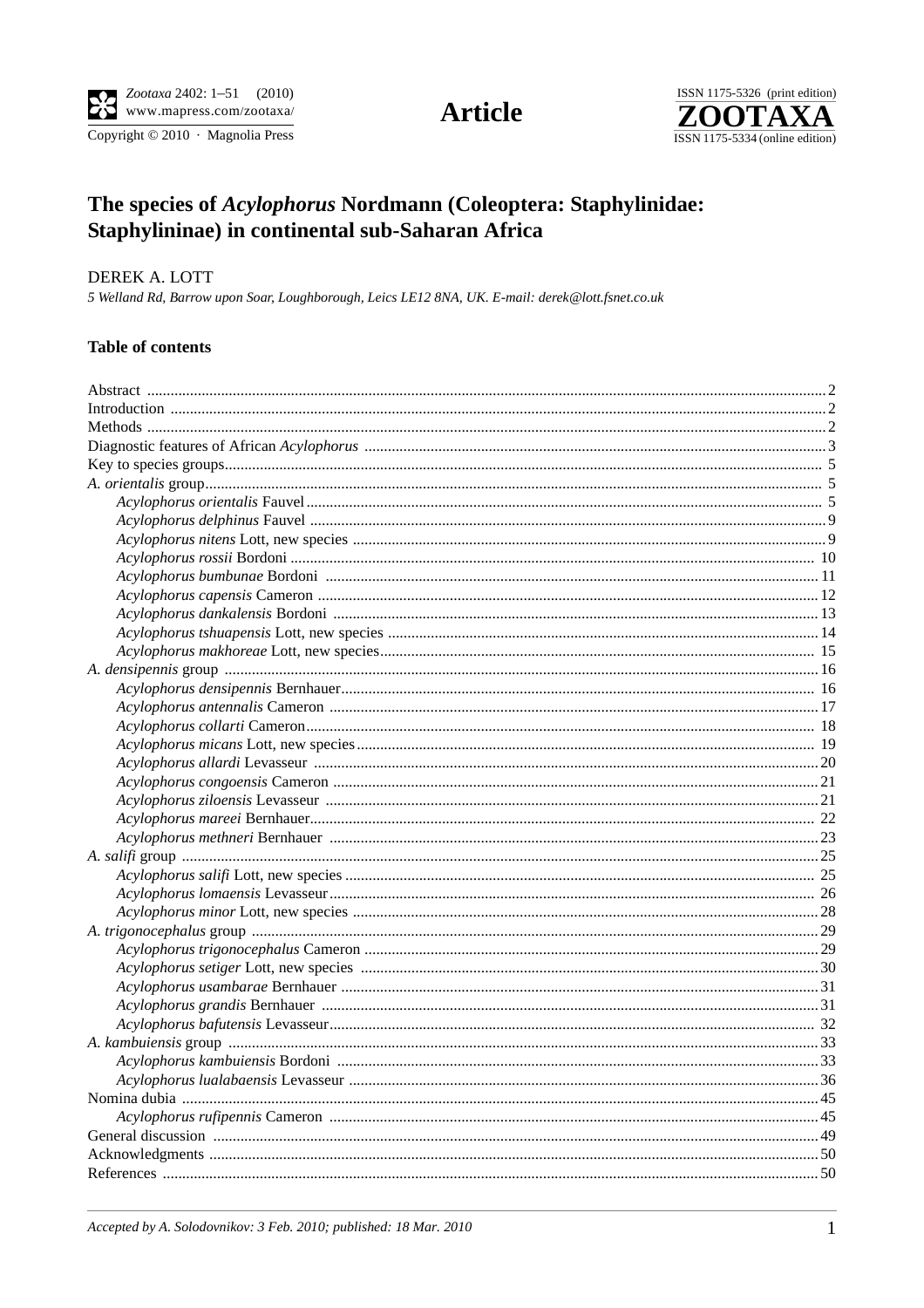# The species of *Acylophorus* Nordmann (Coleoptera: Staphylinidae: Staphylininae) in continental sub-Saharan Africa

DEREK A. LOTT

*5 Welland Rd, Barrow upon Soar, Loughborough, Leics LE12 8NA, UK. E-mail: derek@lott.fsnet.co.uk*

## Table of contents

- Abstract .... 2
- Introduction .... 2
- Methods .... 2
- Diagnostic features of African *Acylophorus* .... 3
- Key to species groups .... 5
- *A. orientalis* group .... 5
  - *Acylophorus orientalis* Fauvel .... 5
  - *Acylophorus delphinus* Fauvel .... 9
  - *Acylophorus nitens* Lott, new species .... 9
  - *Acylophorus rossii* Bordoni .... 10
  - *Acylophorus bumbunae* Bordoni .... 11
  - *Acylophorus capensis* Cameron .... 12
  - *Acylophorus dankalensis* Bordoni .... 13
  - *Acylophorus tshuapensis* Lott, new species .... 14
  - *Acylophorus makhoreae* Lott, new species .... 15
- *A. densipennis* group .... 16
  - *Acylophorus densipennis* Bernhauer .... 16
  - *Acylophorus antennalis* Cameron .... 17
  - *Acylophorus collarti* Cameron .... 18
  - *Acylophorus micans* Lott, new species .... 19
  - *Acylophorus allardi* Levasseur .... 20
  - *Acylophorus congoensis* Cameron .... 21
  - *Acylophorus ziloensis* Levasseur .... 21
  - *Acylophorus mareei* Bernhauer .... 22
  - *Acylophorus methneri* Bernhauer .... 23
- *A. salifi* group .... 25
  - *Acylophorus salifi* Lott, new species .... 25
  - *Acylophorus lomaensis* Levasseur .... 26
  - *Acylophorus minor* Lott, new species .... 28
- *A. trigonocephalus* group .... 29
  - *Acylophorus trigonocephalus* Cameron .... 29
  - *Acylophorus setiger* Lott, new species .... 30
  - *Acylophorus usambarae* Bernhauer .... 31
  - *Acylophorus grandis* Bernhauer .... 31
  - *Acylophorus bafutensis* Levasseur .... 32
- *A. kambuiensis* group .... 33
  - *Acylophorus kambuiensis* Bordoni .... 33
  - *Acylophorus lualabaensis* Levasseur .... 36
- Nomina dubia .... 45
  - *Acylophorus rufipennis* Cameron .... 45
- General discussion .... 49
- Acknowledgments .... 50
- References .... 50

*Accepted by A. Solodovnikov: 3 Feb. 2010; published: 18 Mar. 2010*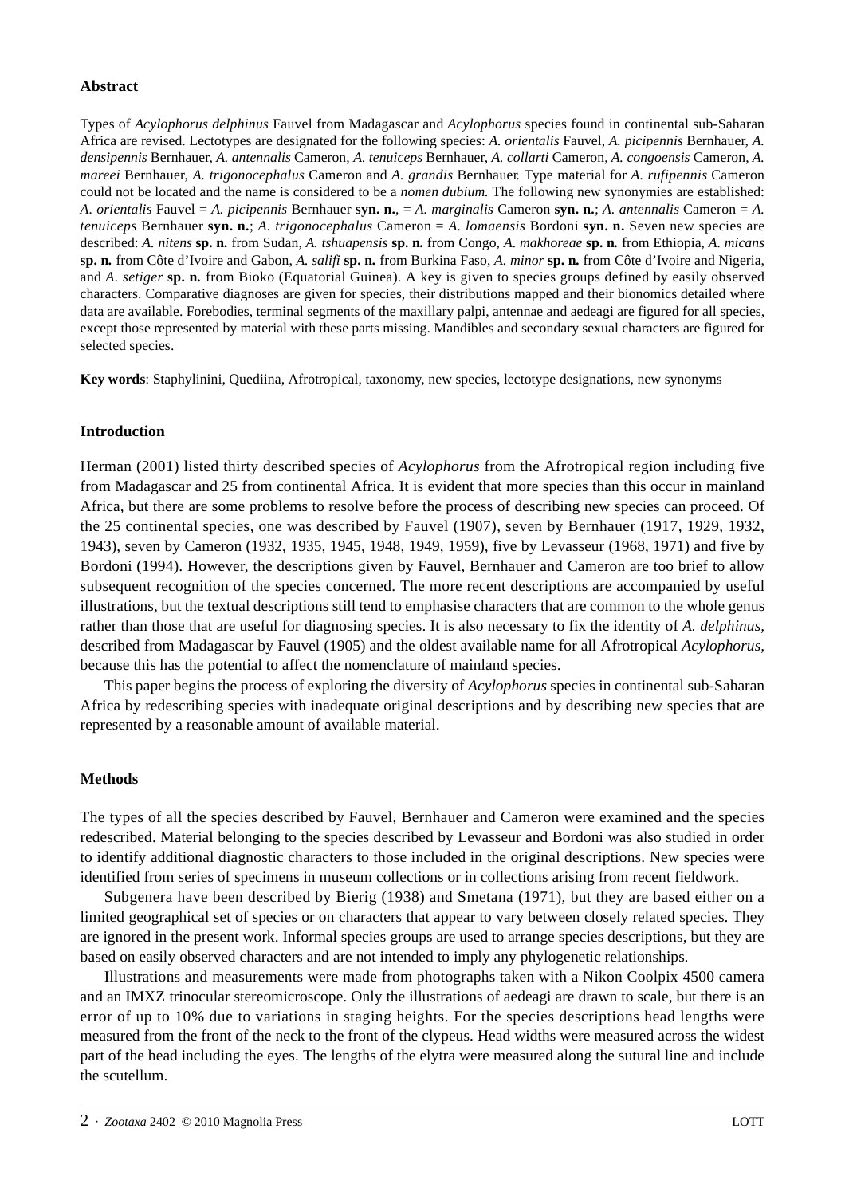**Abstract**

Types of *Acylophorus delphinus* Fauvel from Madagascar and *Acylophorus* species found in continental sub-Saharan Africa are revised. Lectotypes are designated for the following species: *A. orientalis* Fauvel, *A. picipennis* Bernhauer, *A. densipennis* Bernhauer, *A. antennalis* Cameron, *A. tenuiceps* Bernhauer, *A. collarti* Cameron, *A. congoensis* Cameron, *A. mareei* Bernhauer, *A. trigonocephalus* Cameron and *A. grandis* Bernhauer. Type material for *A. rufipennis* Cameron could not be located and the name is considered to be a *nomen dubium.* The following new synonymies are established: *A. orientalis* Fauvel = *A. picipennis* Bernhauer **syn. n.**, = *A. marginalis* Cameron **syn. n.**; *A. antennalis* Cameron = *A. tenuiceps* Bernhauer **syn. n.**; *A. trigonocephalus* Cameron = *A. lomaensis* Bordoni **syn. n.** Seven new species are described: *A. nitens* **sp. n.** from Sudan, *A. tshuapensis* **sp. n.** from Congo, *A. makhoreae* **sp. n.** from Ethiopia, *A. micans* **sp. n.** from Côte d'Ivoire and Gabon, *A. salifi* **sp. n.** from Burkina Faso, *A. minor* **sp. n.** from Côte d'Ivoire and Nigeria, and *A. setiger* **sp. n.** from Bioko (Equatorial Guinea). A key is given to species groups defined by easily observed characters. Comparative diagnoses are given for species, their distributions mapped and their bionomics detailed where data are available. Forebodies, terminal segments of the maxillary palpi, antennae and aedeagi are figured for all species, except those represented by material with these parts missing. Mandibles and secondary sexual characters are figured for selected species.

**Key words**: Staphylinini, Quediina, Afrotropical, taxonomy, new species, lectotype designations, new synonyms

## Introduction

Herman (2001) listed thirty described species of *Acylophorus* from the Afrotropical region including five from Madagascar and 25 from continental Africa. It is evident that more species than this occur in mainland Africa, but there are some problems to resolve before the process of describing new species can proceed. Of the 25 continental species, one was described by Fauvel (1907), seven by Bernhauer (1917, 1929, 1932, 1943), seven by Cameron (1932, 1935, 1945, 1948, 1949, 1959), five by Levasseur (1968, 1971) and five by Bordoni (1994). However, the descriptions given by Fauvel, Bernhauer and Cameron are too brief to allow subsequent recognition of the species concerned. The more recent descriptions are accompanied by useful illustrations, but the textual descriptions still tend to emphasise characters that are common to the whole genus rather than those that are useful for diagnosing species. It is also necessary to fix the identity of *A. delphinus*, described from Madagascar by Fauvel (1905) and the oldest available name for all Afrotropical *Acylophorus*, because this has the potential to affect the nomenclature of mainland species.

This paper begins the process of exploring the diversity of *Acylophorus* species in continental sub-Saharan Africa by redescribing species with inadequate original descriptions and by describing new species that are represented by a reasonable amount of available material.

## Methods

The types of all the species described by Fauvel, Bernhauer and Cameron were examined and the species redescribed. Material belonging to the species described by Levasseur and Bordoni was also studied in order to identify additional diagnostic characters to those included in the original descriptions. New species were identified from series of specimens in museum collections or in collections arising from recent fieldwork.

Subgenera have been described by Bierig (1938) and Smetana (1971), but they are based either on a limited geographical set of species or on characters that appear to vary between closely related species. They are ignored in the present work. Informal species groups are used to arrange species descriptions, but they are based on easily observed characters and are not intended to imply any phylogenetic relationships.

Illustrations and measurements were made from photographs taken with a Nikon Coolpix 4500 camera and an IMXZ trinocular stereomicroscope. Only the illustrations of aedeagi are drawn to scale, but there is an error of up to 10% due to variations in staging heights. For the species descriptions head lengths were measured from the front of the neck to the front of the clypeus. Head widths were measured across the widest part of the head including the eyes. The lengths of the elytra were measured along the sutural line and include the scutellum.